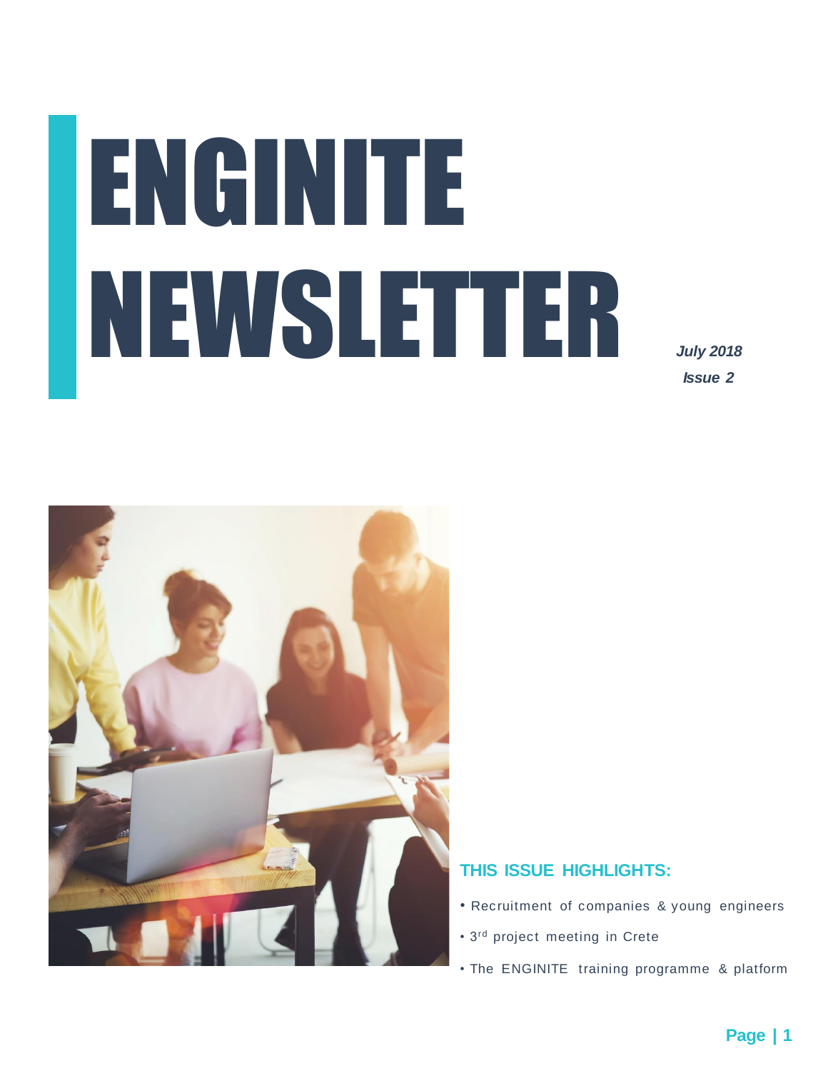# ENGINITE NEWSLETTER

***July 2018***

***Issue 2***

## THIS ISSUE HIGHLIGHTS:

- Recruitment of companies & young engineers
- 3rd project meeting in Crete
- The ENGINITE training programme & platform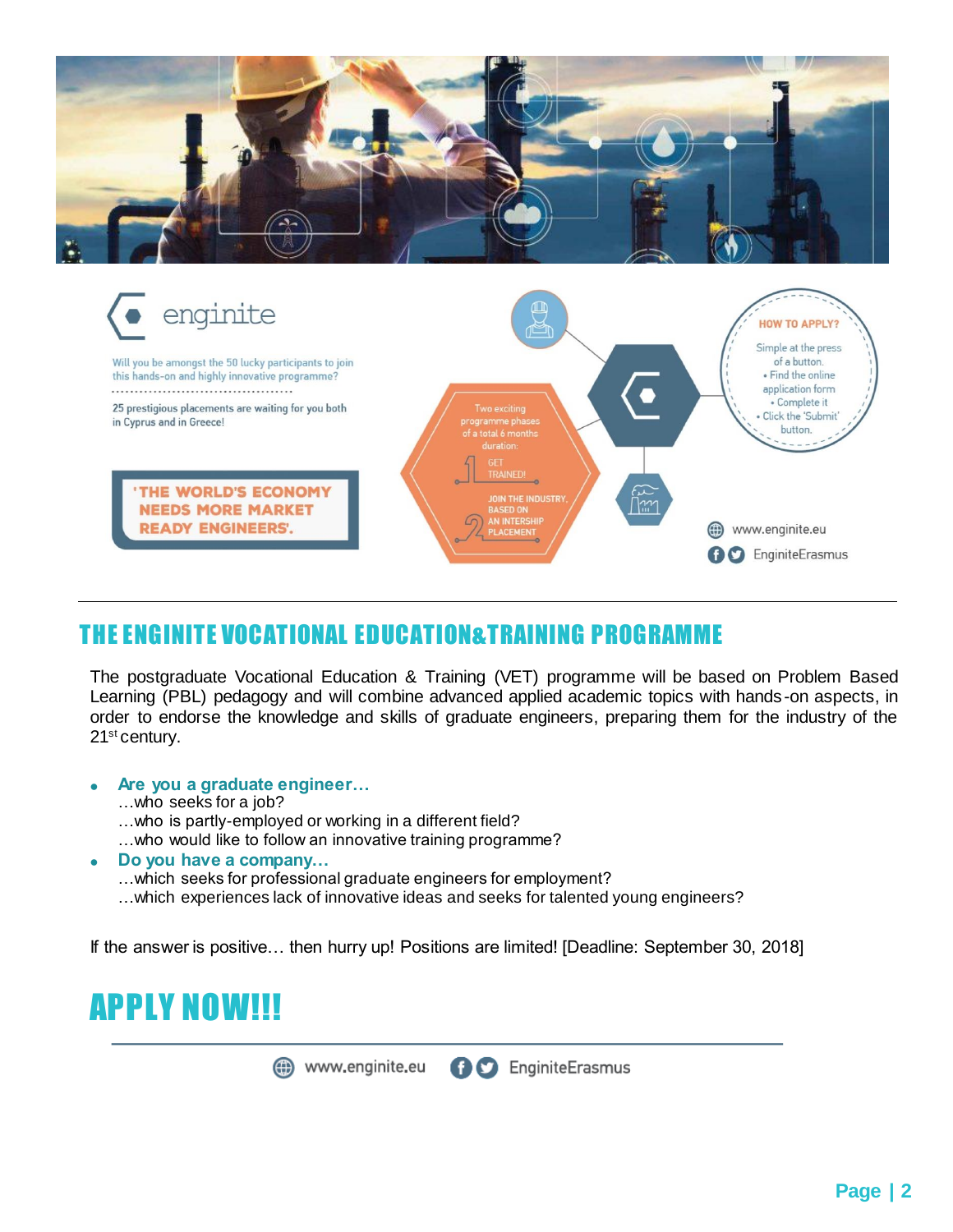enginite

Will you be amongst the 50 lucky participants to join this hands-on and highly innovative programme?

25 prestigious placements are waiting for you both in Cyprus and in Greece!

'THE WORLD'S ECONOMY NEEDS MORE MARKET READY ENGINEERS'.

Two exciting programme phases of a total 6 months duration:

1. GET TRAINED!
2. JOIN THE INDUSTRY, BASED ON AN INTERSHIP PLACEMENT

HOW TO APPLY?

Simple at the press of a button.

- Find the online application form
- Complete it
- Click the 'Submit' button.

www.enginite.eu

EnginiteErasmus

## THE ENGINITE VOCATIONAL EDUCATION&TRAINING PROGRAMME

The postgraduate Vocational Education & Training (VET) programme will be based on Problem Based Learning (PBL) pedagogy and will combine advanced applied academic topics with hands-on aspects, in order to endorse the knowledge and skills of graduate engineers, preparing them for the industry of the 21st century.

- **Are you a graduate engineer…**
  …who seeks for a job?
  …who is partly-employed or working in a different field?
  …who would like to follow an innovative training programme?
- **Do you have a company…**
  …which seeks for professional graduate engineers for employment?
  …which experiences lack of innovative ideas and seeks for talented young engineers?

If the answer is positive… then hurry up! Positions are limited! [Deadline: September 30, 2018]

# APPLY NOW!!!

www.enginite.eu EnginiteErasmus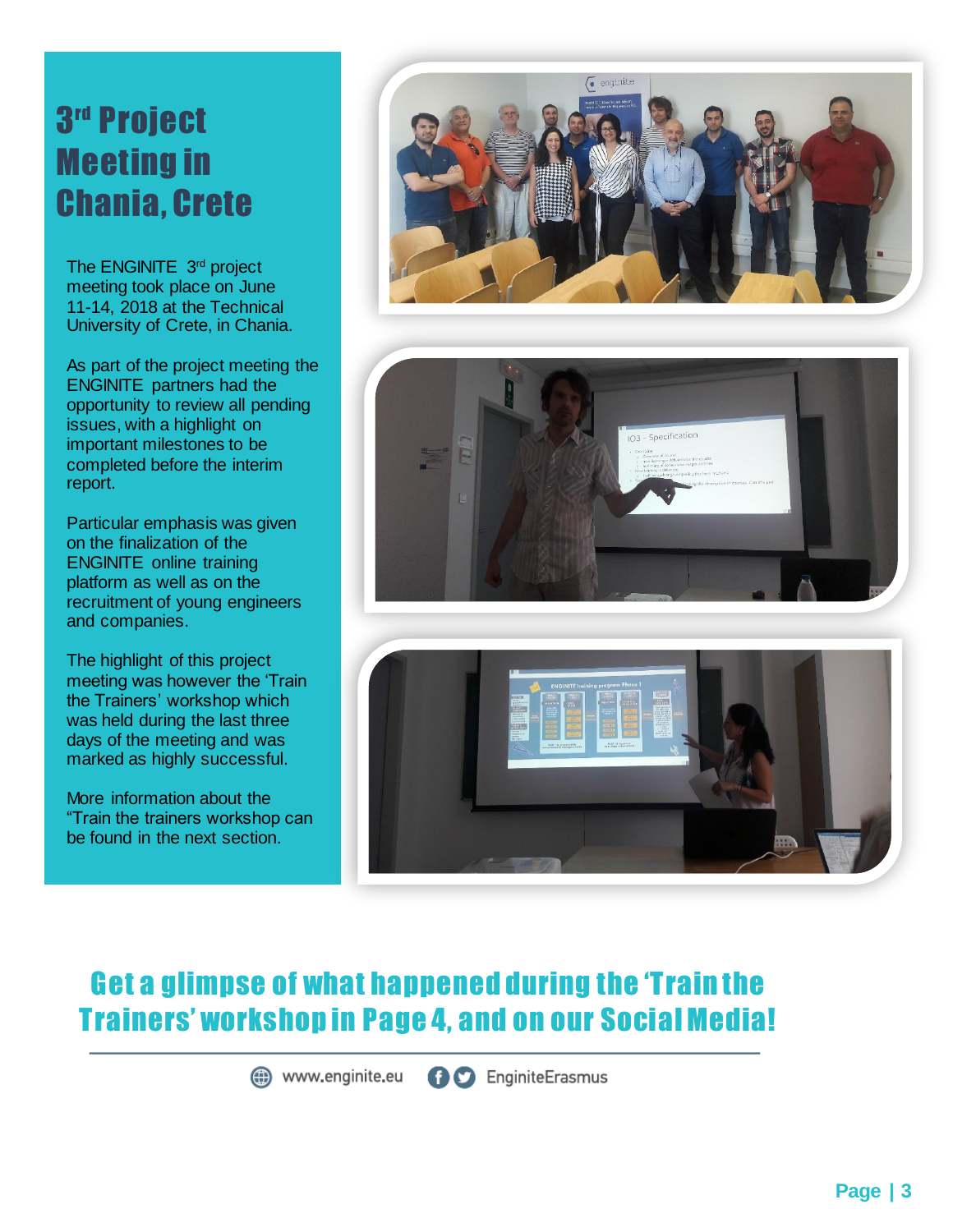# 3rd Project Meeting in Chania, Crete

The ENGINITE 3rd project meeting took place on June 11-14, 2018 at the Technical University of Crete, in Chania.

As part of the project meeting the ENGINITE partners had the opportunity to review all pending issues, with a highlight on important milestones to be completed before the interim report.

Particular emphasis was given on the finalization of the ENGINITE online training platform as well as on the recruitment of young engineers and companies.

The highlight of this project meeting was however the 'Train the Trainers' workshop which was held during the last three days of the meeting and was marked as highly successful.

More information about the "Train the trainers workshop can be found in the next section.

## Get a glimpse of what happened during the 'Train the Trainers' workshop in Page 4, and on our Social Media!

www.enginite.eu EnginiteErasmus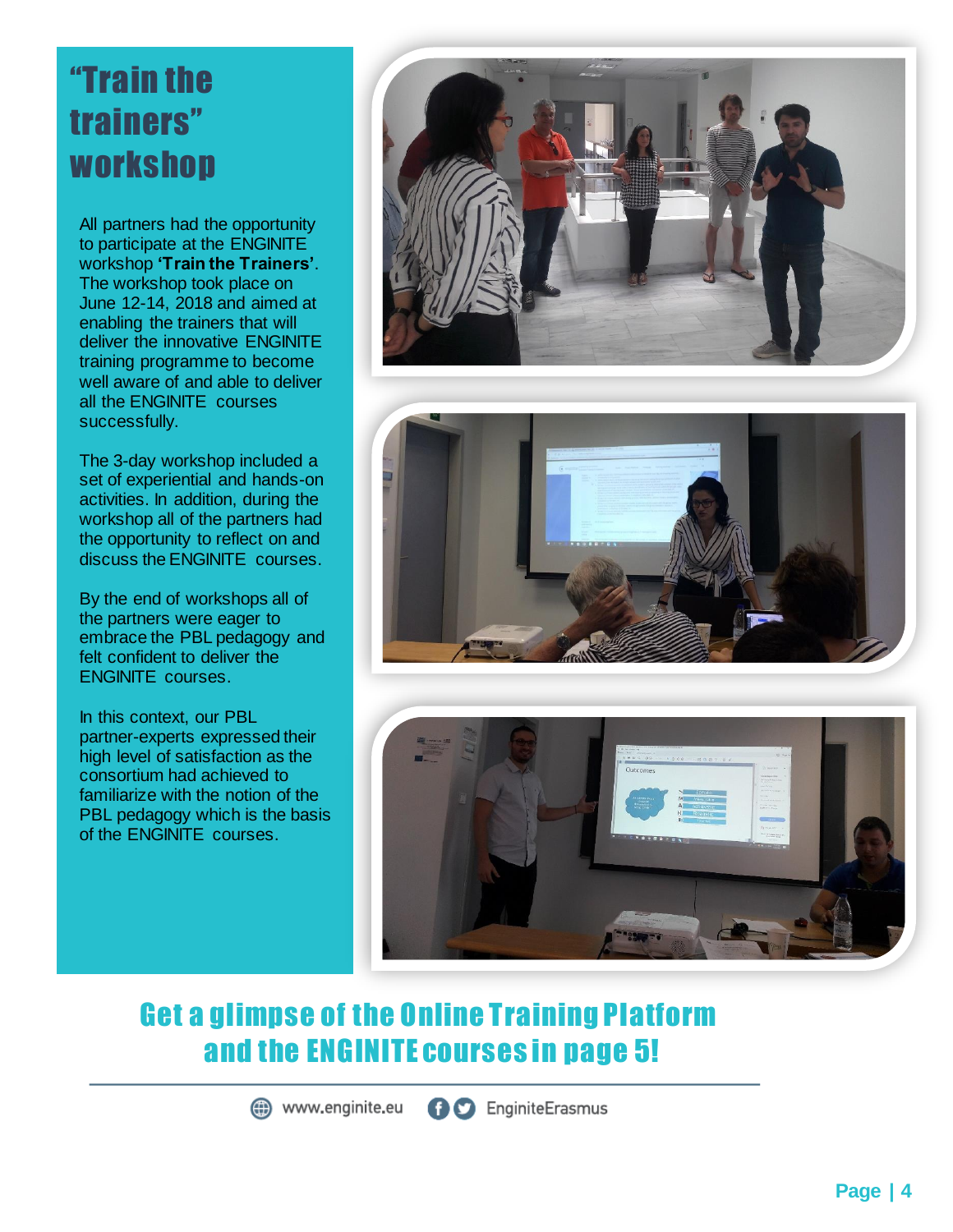# "Train the trainers" workshop

All partners had the opportunity to participate at the ENGINITE workshop **'Train the Trainers'**. The workshop took place on June 12-14, 2018 and aimed at enabling the trainers that will deliver the innovative ENGINITE training programme to become well aware of and able to deliver all the ENGINITE courses successfully.

The 3-day workshop included a set of experiential and hands-on activities. In addition, during the workshop all of the partners had the opportunity to reflect on and discuss the ENGINITE courses.

By the end of workshops all of the partners were eager to embrace the PBL pedagogy and felt confident to deliver the ENGINITE courses.

In this context, our PBL partner-experts expressed their high level of satisfaction as the consortium had achieved to familiarize with the notion of the PBL pedagogy which is the basis of the ENGINITE courses.

## Get a glimpse of the Online Training Platform and the ENGINITE courses in page 5!

www.enginite.eu EnginiteErasmus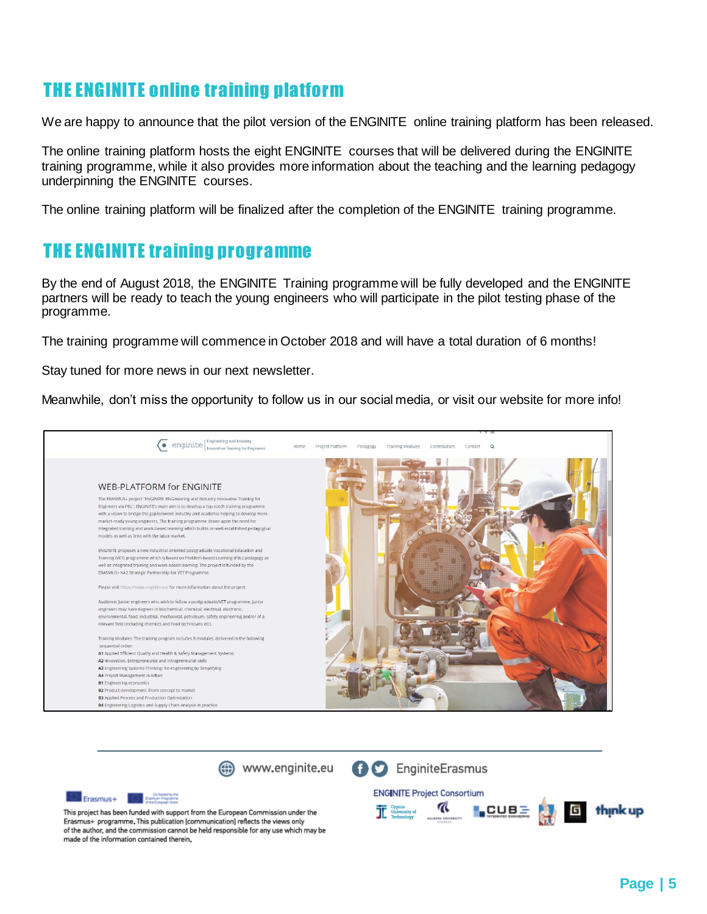## THE ENGINITE online training platform

We are happy to announce that the pilot version of the ENGINITE online training platform has been released.

The online training platform hosts the eight ENGINITE courses that will be delivered during the ENGINITE training programme, while it also provides more information about the teaching and the learning pedagogy underpinning the ENGINITE courses.

The online training platform will be finalized after the completion of the ENGINITE training programme.

## THE ENGINITE training programme

By the end of August 2018, the ENGINITE Training programme will be fully developed and the ENGINITE partners will be ready to teach the young engineers who will participate in the pilot testing phase of the programme.

The training programme will commence in October 2018 and will have a total duration of 6 months!

Stay tuned for more news in our next newsletter.

Meanwhile, don't miss the opportunity to follow us in our social media, or visit our website for more info!

www.enginite.eu

EnginiteErasmus

ENGINITE Project Consortium

This project has been funded with support from the European Commission under the Erasmus+ programme. This publication [communication] reflects the views only of the author, and the commission cannot be held responsible for any use which may be made of the information contained therein.